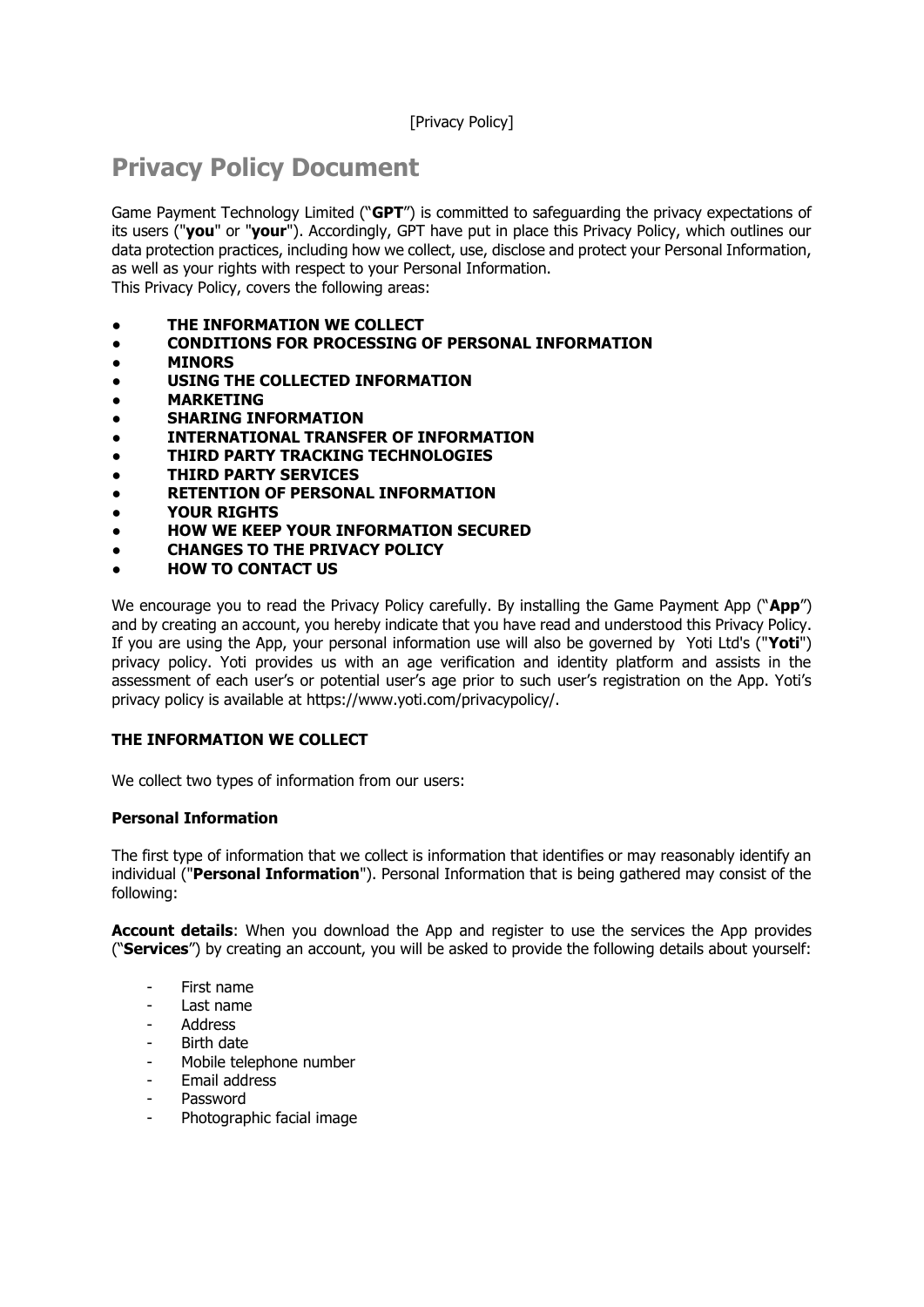[Privacy Policy]

# Privacy Policy Document

Game Payment Technology Limited ("**GPT**") is committed to safeguarding the privacy expectations of its users ("**you**" or "**your**"). Accordingly, GPT have put in place this Privacy Policy, which outlines our data protection practices, including how we collect, use, disclose and protect your Personal Information, as well as your rights with respect to your Personal Information.
This Privacy Policy, covers the following areas:

- **THE INFORMATION WE COLLECT**
- **CONDITIONS FOR PROCESSING OF PERSONAL INFORMATION**
- **MINORS**
- **USING THE COLLECTED INFORMATION**
- **MARKETING**
- **SHARING INFORMATION**
- **INTERNATIONAL TRANSFER OF INFORMATION**
- **THIRD PARTY TRACKING TECHNOLOGIES**
- **THIRD PARTY SERVICES**
- **RETENTION OF PERSONAL INFORMATION**
- **YOUR RIGHTS**
- **HOW WE KEEP YOUR INFORMATION SECURED**
- **CHANGES TO THE PRIVACY POLICY**
- **HOW TO CONTACT US**

We encourage you to read the Privacy Policy carefully. By installing the Game Payment App ("**App**") and by creating an account, you hereby indicate that you have read and understood this Privacy Policy. If you are using the App, your personal information use will also be governed by Yoti Ltd's ("**Yoti**") privacy policy. Yoti provides us with an age verification and identity platform and assists in the assessment of each user's or potential user's age prior to such user's registration on the App. Yoti's privacy policy is available at https://www.yoti.com/privacypolicy/.

## THE INFORMATION WE COLLECT

We collect two types of information from our users:

### Personal Information

The first type of information that we collect is information that identifies or may reasonably identify an individual ("**Personal Information**"). Personal Information that is being gathered may consist of the following:

**Account details**: When you download the App and register to use the services the App provides ("**Services**") by creating an account, you will be asked to provide the following details about yourself:

- First name
- Last name
- Address
- Birth date
- Mobile telephone number
- Email address
- Password
- Photographic facial image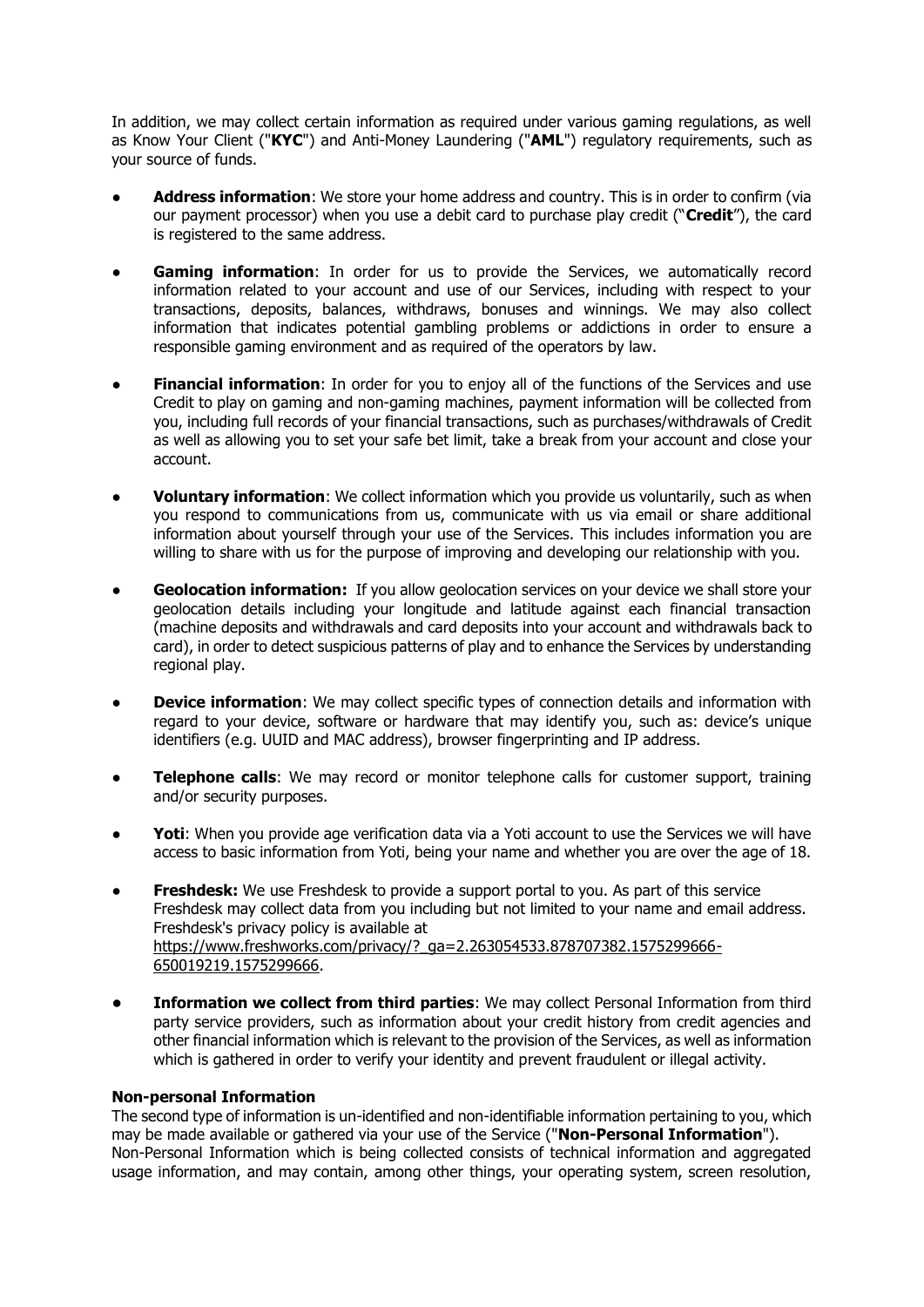In addition, we may collect certain information as required under various gaming regulations, as well as Know Your Client ("**KYC**") and Anti-Money Laundering ("**AML**") regulatory requirements, such as your source of funds.

- **Address information**: We store your home address and country. This is in order to confirm (via our payment processor) when you use a debit card to purchase play credit ("**Credit**"), the card is registered to the same address.
- **Gaming information**: In order for us to provide the Services, we automatically record information related to your account and use of our Services, including with respect to your transactions, deposits, balances, withdraws, bonuses and winnings. We may also collect information that indicates potential gambling problems or addictions in order to ensure a responsible gaming environment and as required of the operators by law.
- **Financial information**: In order for you to enjoy all of the functions of the Services and use Credit to play on gaming and non-gaming machines, payment information will be collected from you, including full records of your financial transactions, such as purchases/withdrawals of Credit as well as allowing you to set your safe bet limit, take a break from your account and close your account.
- **Voluntary information**: We collect information which you provide us voluntarily, such as when you respond to communications from us, communicate with us via email or share additional information about yourself through your use of the Services. This includes information you are willing to share with us for the purpose of improving and developing our relationship with you.
- **Geolocation information:** If you allow geolocation services on your device we shall store your geolocation details including your longitude and latitude against each financial transaction (machine deposits and withdrawals and card deposits into your account and withdrawals back to card), in order to detect suspicious patterns of play and to enhance the Services by understanding regional play.
- **Device information**: We may collect specific types of connection details and information with regard to your device, software or hardware that may identify you, such as: device's unique identifiers (e.g. UUID and MAC address), browser fingerprinting and IP address.
- **Telephone calls**: We may record or monitor telephone calls for customer support, training and/or security purposes.
- **Yoti**: When you provide age verification data via a Yoti account to use the Services we will have access to basic information from Yoti, being your name and whether you are over the age of 18.
- **Freshdesk:** We use Freshdesk to provide a support portal to you. As part of this service Freshdesk may collect data from you including but not limited to your name and email address. Freshdesk's privacy policy is available at https://www.freshworks.com/privacy/?_ga=2.263054533.878707382.1575299666-650019219.1575299666.
- **Information we collect from third parties**: We may collect Personal Information from third party service providers, such as information about your credit history from credit agencies and other financial information which is relevant to the provision of the Services, as well as information which is gathered in order to verify your identity and prevent fraudulent or illegal activity.

**Non-personal Information**

The second type of information is un-identified and non-identifiable information pertaining to you, which may be made available or gathered via your use of the Service ("**Non-Personal Information**"). Non-Personal Information which is being collected consists of technical information and aggregated usage information, and may contain, among other things, your operating system, screen resolution,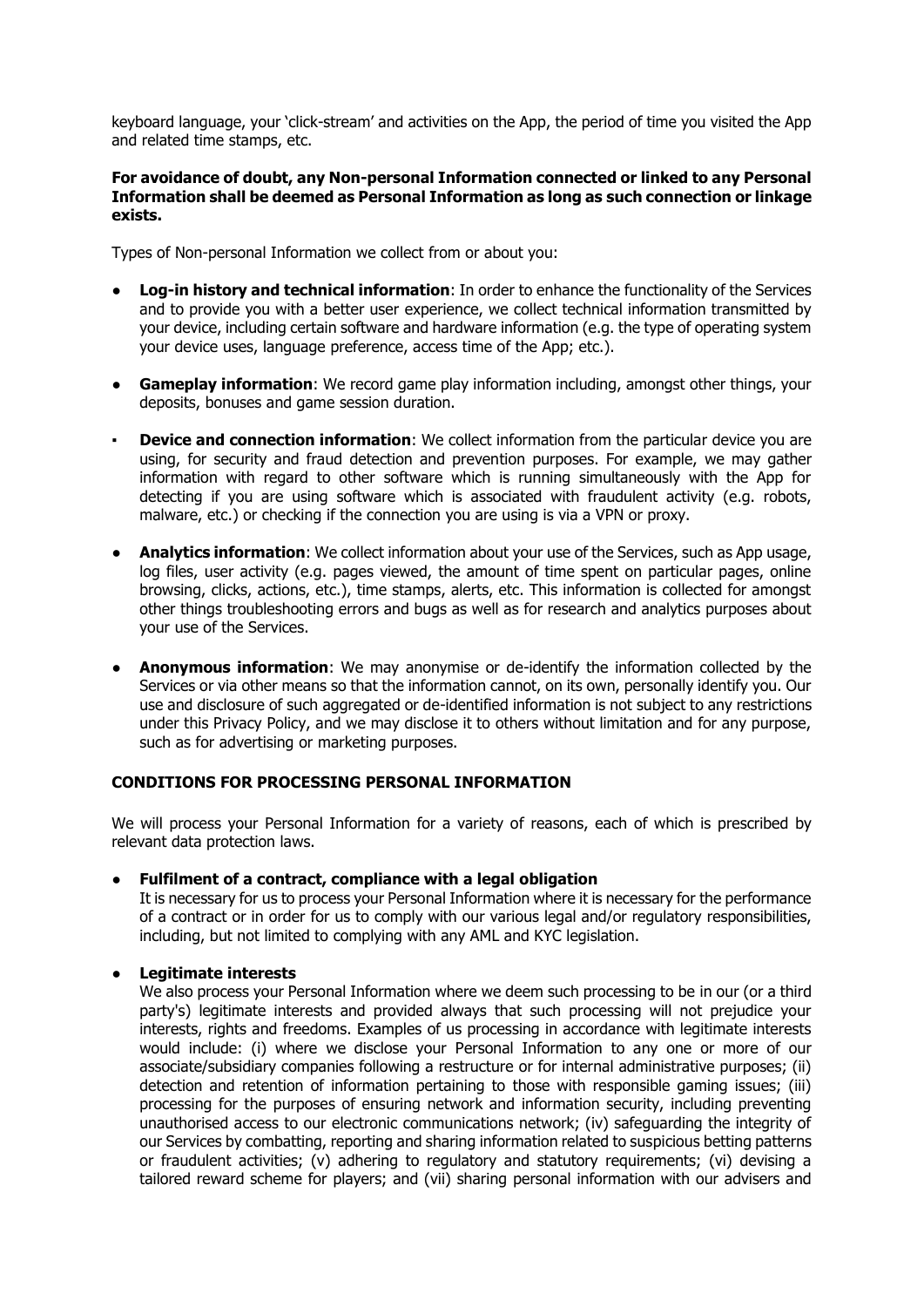keyboard language, your 'click-stream' and activities on the App, the period of time you visited the App and related time stamps, etc.

**For avoidance of doubt, any Non-personal Information connected or linked to any Personal Information shall be deemed as Personal Information as long as such connection or linkage exists.**

Types of Non-personal Information we collect from or about you:

- **Log-in history and technical information**: In order to enhance the functionality of the Services and to provide you with a better user experience, we collect technical information transmitted by your device, including certain software and hardware information (e.g. the type of operating system your device uses, language preference, access time of the App; etc.).
- **Gameplay information**: We record game play information including, amongst other things, your deposits, bonuses and game session duration.
- **Device and connection information**: We collect information from the particular device you are using, for security and fraud detection and prevention purposes. For example, we may gather information with regard to other software which is running simultaneously with the App for detecting if you are using software which is associated with fraudulent activity (e.g. robots, malware, etc.) or checking if the connection you are using is via a VPN or proxy.
- **Analytics information**: We collect information about your use of the Services, such as App usage, log files, user activity (e.g. pages viewed, the amount of time spent on particular pages, online browsing, clicks, actions, etc.), time stamps, alerts, etc. This information is collected for amongst other things troubleshooting errors and bugs as well as for research and analytics purposes about your use of the Services.
- **Anonymous information**: We may anonymise or de-identify the information collected by the Services or via other means so that the information cannot, on its own, personally identify you. Our use and disclosure of such aggregated or de-identified information is not subject to any restrictions under this Privacy Policy, and we may disclose it to others without limitation and for any purpose, such as for advertising or marketing purposes.

## CONDITIONS FOR PROCESSING PERSONAL INFORMATION

We will process your Personal Information for a variety of reasons, each of which is prescribed by relevant data protection laws.

- **Fulfilment of a contract, compliance with a legal obligation**
  It is necessary for us to process your Personal Information where it is necessary for the performance of a contract or in order for us to comply with our various legal and/or regulatory responsibilities, including, but not limited to complying with any AML and KYC legislation.
- **Legitimate interests**
  We also process your Personal Information where we deem such processing to be in our (or a third party's) legitimate interests and provided always that such processing will not prejudice your interests, rights and freedoms. Examples of us processing in accordance with legitimate interests would include: (i) where we disclose your Personal Information to any one or more of our associate/subsidiary companies following a restructure or for internal administrative purposes; (ii) detection and retention of information pertaining to those with responsible gaming issues; (iii) processing for the purposes of ensuring network and information security, including preventing unauthorised access to our electronic communications network; (iv) safeguarding the integrity of our Services by combatting, reporting and sharing information related to suspicious betting patterns or fraudulent activities; (v) adhering to regulatory and statutory requirements; (vi) devising a tailored reward scheme for players; and (vii) sharing personal information with our advisers and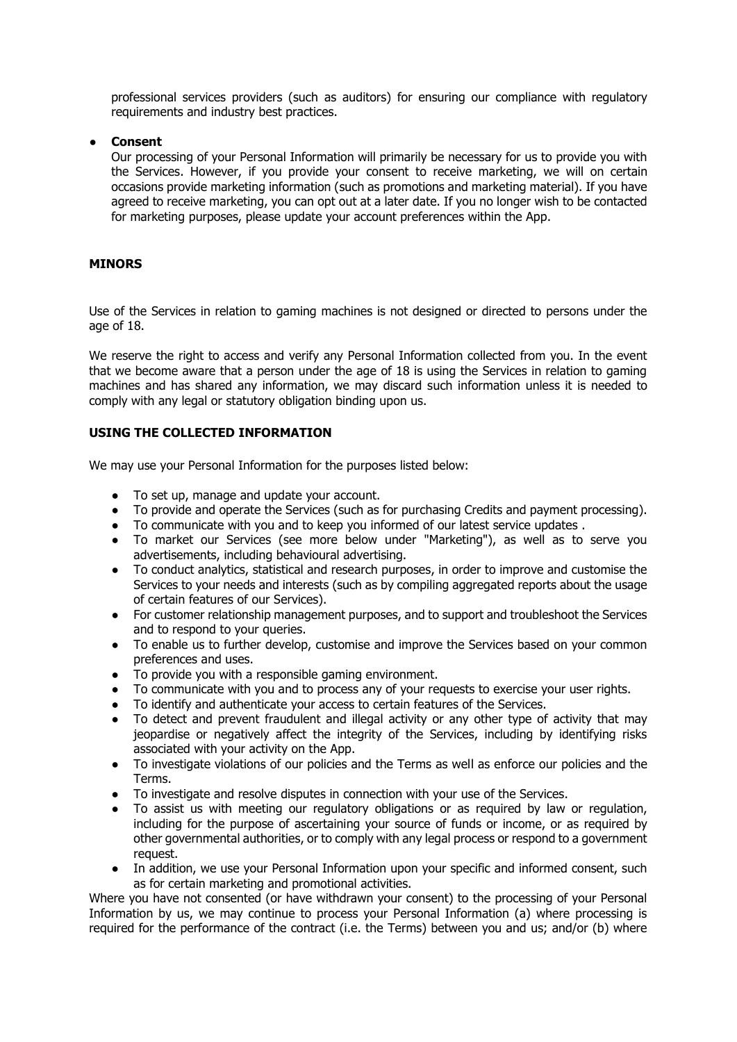professional services providers (such as auditors) for ensuring our compliance with regulatory requirements and industry best practices.

- **Consent**

  Our processing of your Personal Information will primarily be necessary for us to provide you with the Services. However, if you provide your consent to receive marketing, we will on certain occasions provide marketing information (such as promotions and marketing material). If you have agreed to receive marketing, you can opt out at a later date. If you no longer wish to be contacted for marketing purposes, please update your account preferences within the App.

## MINORS

Use of the Services in relation to gaming machines is not designed or directed to persons under the age of 18.

We reserve the right to access and verify any Personal Information collected from you. In the event that we become aware that a person under the age of 18 is using the Services in relation to gaming machines and has shared any information, we may discard such information unless it is needed to comply with any legal or statutory obligation binding upon us.

## USING THE COLLECTED INFORMATION

We may use your Personal Information for the purposes listed below:

- To set up, manage and update your account.
- To provide and operate the Services (such as for purchasing Credits and payment processing).
- To communicate with you and to keep you informed of our latest service updates .
- To market our Services (see more below under "Marketing"), as well as to serve you advertisements, including behavioural advertising.
- To conduct analytics, statistical and research purposes, in order to improve and customise the Services to your needs and interests (such as by compiling aggregated reports about the usage of certain features of our Services).
- For customer relationship management purposes, and to support and troubleshoot the Services and to respond to your queries.
- To enable us to further develop, customise and improve the Services based on your common preferences and uses.
- To provide you with a responsible gaming environment.
- To communicate with you and to process any of your requests to exercise your user rights.
- To identify and authenticate your access to certain features of the Services.
- To detect and prevent fraudulent and illegal activity or any other type of activity that may jeopardise or negatively affect the integrity of the Services, including by identifying risks associated with your activity on the App.
- To investigate violations of our policies and the Terms as well as enforce our policies and the Terms.
- To investigate and resolve disputes in connection with your use of the Services.
- To assist us with meeting our regulatory obligations or as required by law or regulation, including for the purpose of ascertaining your source of funds or income, or as required by other governmental authorities, or to comply with any legal process or respond to a government request.
- In addition, we use your Personal Information upon your specific and informed consent, such as for certain marketing and promotional activities.

Where you have not consented (or have withdrawn your consent) to the processing of your Personal Information by us, we may continue to process your Personal Information (a) where processing is required for the performance of the contract (i.e. the Terms) between you and us; and/or (b) where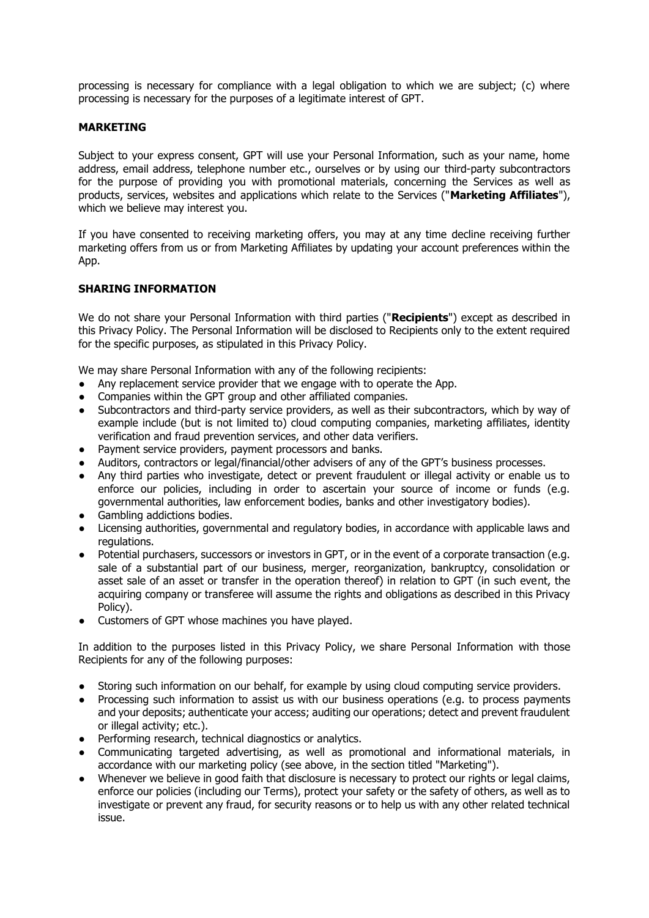processing is necessary for compliance with a legal obligation to which we are subject; (c) where processing is necessary for the purposes of a legitimate interest of GPT.

**MARKETING**

Subject to your express consent, GPT will use your Personal Information, such as your name, home address, email address, telephone number etc., ourselves or by using our third-party subcontractors for the purpose of providing you with promotional materials, concerning the Services as well as products, services, websites and applications which relate to the Services ("**Marketing Affiliates**"), which we believe may interest you.

If you have consented to receiving marketing offers, you may at any time decline receiving further marketing offers from us or from Marketing Affiliates by updating your account preferences within the App.

**SHARING INFORMATION**

We do not share your Personal Information with third parties ("**Recipients**") except as described in this Privacy Policy. The Personal Information will be disclosed to Recipients only to the extent required for the specific purposes, as stipulated in this Privacy Policy.

We may share Personal Information with any of the following recipients:

- Any replacement service provider that we engage with to operate the App.
- Companies within the GPT group and other affiliated companies.
- Subcontractors and third-party service providers, as well as their subcontractors, which by way of example include (but is not limited to) cloud computing companies, marketing affiliates, identity verification and fraud prevention services, and other data verifiers.
- Payment service providers, payment processors and banks.
- Auditors, contractors or legal/financial/other advisers of any of the GPT's business processes.
- Any third parties who investigate, detect or prevent fraudulent or illegal activity or enable us to enforce our policies, including in order to ascertain your source of income or funds (e.g. governmental authorities, law enforcement bodies, banks and other investigatory bodies).
- Gambling addictions bodies.
- Licensing authorities, governmental and regulatory bodies, in accordance with applicable laws and regulations.
- Potential purchasers, successors or investors in GPT, or in the event of a corporate transaction (e.g. sale of a substantial part of our business, merger, reorganization, bankruptcy, consolidation or asset sale of an asset or transfer in the operation thereof) in relation to GPT (in such event, the acquiring company or transferee will assume the rights and obligations as described in this Privacy Policy).
- Customers of GPT whose machines you have played.

In addition to the purposes listed in this Privacy Policy, we share Personal Information with those Recipients for any of the following purposes:

- Storing such information on our behalf, for example by using cloud computing service providers.
- Processing such information to assist us with our business operations (e.g. to process payments and your deposits; authenticate your access; auditing our operations; detect and prevent fraudulent or illegal activity; etc.).
- Performing research, technical diagnostics or analytics.
- Communicating targeted advertising, as well as promotional and informational materials, in accordance with our marketing policy (see above, in the section titled "Marketing").
- Whenever we believe in good faith that disclosure is necessary to protect our rights or legal claims, enforce our policies (including our Terms), protect your safety or the safety of others, as well as to investigate or prevent any fraud, for security reasons or to help us with any other related technical issue.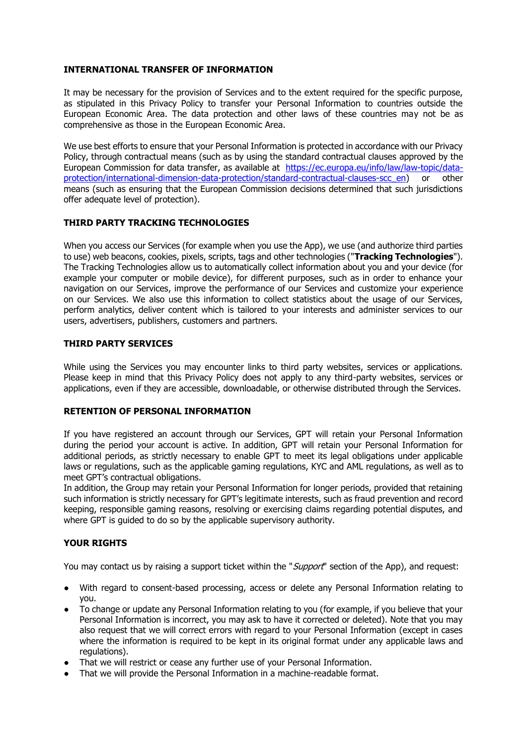## INTERNATIONAL TRANSFER OF INFORMATION

It may be necessary for the provision of Services and to the extent required for the specific purpose, as stipulated in this Privacy Policy to transfer your Personal Information to countries outside the European Economic Area. The data protection and other laws of these countries may not be as comprehensive as those in the European Economic Area.

We use best efforts to ensure that your Personal Information is protected in accordance with our Privacy Policy, through contractual means (such as by using the standard contractual clauses approved by the European Commission for data transfer, as available at [https://ec.europa.eu/info/law/law-topic/data-protection/international-dimension-data-protection/standard-contractual-clauses-scc_en](https://ec.europa.eu/info/law/law-topic/data-protection/international-dimension-data-protection/standard-contractual-clauses-scc_en)) or other means (such as ensuring that the European Commission decisions determined that such jurisdictions offer adequate level of protection).

## THIRD PARTY TRACKING TECHNOLOGIES

When you access our Services (for example when you use the App), we use (and authorize third parties to use) web beacons, cookies, pixels, scripts, tags and other technologies ("**Tracking Technologies**"). The Tracking Technologies allow us to automatically collect information about you and your device (for example your computer or mobile device), for different purposes, such as in order to enhance your navigation on our Services, improve the performance of our Services and customize your experience on our Services. We also use this information to collect statistics about the usage of our Services, perform analytics, deliver content which is tailored to your interests and administer services to our users, advertisers, publishers, customers and partners.

## THIRD PARTY SERVICES

While using the Services you may encounter links to third party websites, services or applications. Please keep in mind that this Privacy Policy does not apply to any third-party websites, services or applications, even if they are accessible, downloadable, or otherwise distributed through the Services.

## RETENTION OF PERSONAL INFORMATION

If you have registered an account through our Services, GPT will retain your Personal Information during the period your account is active. In addition, GPT will retain your Personal Information for additional periods, as strictly necessary to enable GPT to meet its legal obligations under applicable laws or regulations, such as the applicable gaming regulations, KYC and AML regulations, as well as to meet GPT's contractual obligations.
In addition, the Group may retain your Personal Information for longer periods, provided that retaining such information is strictly necessary for GPT's legitimate interests, such as fraud prevention and record keeping, responsible gaming reasons, resolving or exercising claims regarding potential disputes, and where GPT is guided to do so by the applicable supervisory authority.

## YOUR RIGHTS

You may contact us by raising a support ticket within the "*Support*" section of the App), and request:

- With regard to consent-based processing, access or delete any Personal Information relating to you.
- To change or update any Personal Information relating to you (for example, if you believe that your Personal Information is incorrect, you may ask to have it corrected or deleted). Note that you may also request that we will correct errors with regard to your Personal Information (except in cases where the information is required to be kept in its original format under any applicable laws and regulations).
- That we will restrict or cease any further use of your Personal Information.
- That we will provide the Personal Information in a machine-readable format.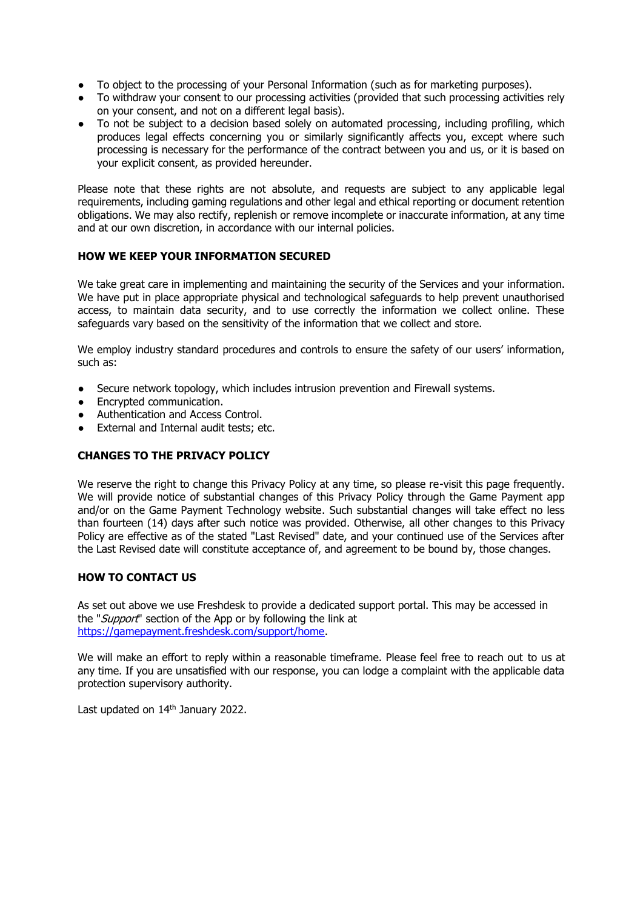- To object to the processing of your Personal Information (such as for marketing purposes).
- To withdraw your consent to our processing activities (provided that such processing activities rely on your consent, and not on a different legal basis).
- To not be subject to a decision based solely on automated processing, including profiling, which produces legal effects concerning you or similarly significantly affects you, except where such processing is necessary for the performance of the contract between you and us, or it is based on your explicit consent, as provided hereunder.

Please note that these rights are not absolute, and requests are subject to any applicable legal requirements, including gaming regulations and other legal and ethical reporting or document retention obligations. We may also rectify, replenish or remove incomplete or inaccurate information, at any time and at our own discretion, in accordance with our internal policies.

## HOW WE KEEP YOUR INFORMATION SECURED

We take great care in implementing and maintaining the security of the Services and your information. We have put in place appropriate physical and technological safeguards to help prevent unauthorised access, to maintain data security, and to use correctly the information we collect online. These safeguards vary based on the sensitivity of the information that we collect and store.

We employ industry standard procedures and controls to ensure the safety of our users' information, such as:

- Secure network topology, which includes intrusion prevention and Firewall systems.
- Encrypted communication.
- Authentication and Access Control.
- External and Internal audit tests; etc.

## CHANGES TO THE PRIVACY POLICY

We reserve the right to change this Privacy Policy at any time, so please re-visit this page frequently. We will provide notice of substantial changes of this Privacy Policy through the Game Payment app and/or on the Game Payment Technology website. Such substantial changes will take effect no less than fourteen (14) days after such notice was provided. Otherwise, all other changes to this Privacy Policy are effective as of the stated "Last Revised" date, and your continued use of the Services after the Last Revised date will constitute acceptance of, and agreement to be bound by, those changes.

## HOW TO CONTACT US

As set out above we use Freshdesk to provide a dedicated support portal. This may be accessed in the "*Support*" section of the App or by following the link at https://gamepayment.freshdesk.com/support/home.

We will make an effort to reply within a reasonable timeframe. Please feel free to reach out to us at any time. If you are unsatisfied with our response, you can lodge a complaint with the applicable data protection supervisory authority.

Last updated on 14th January 2022.